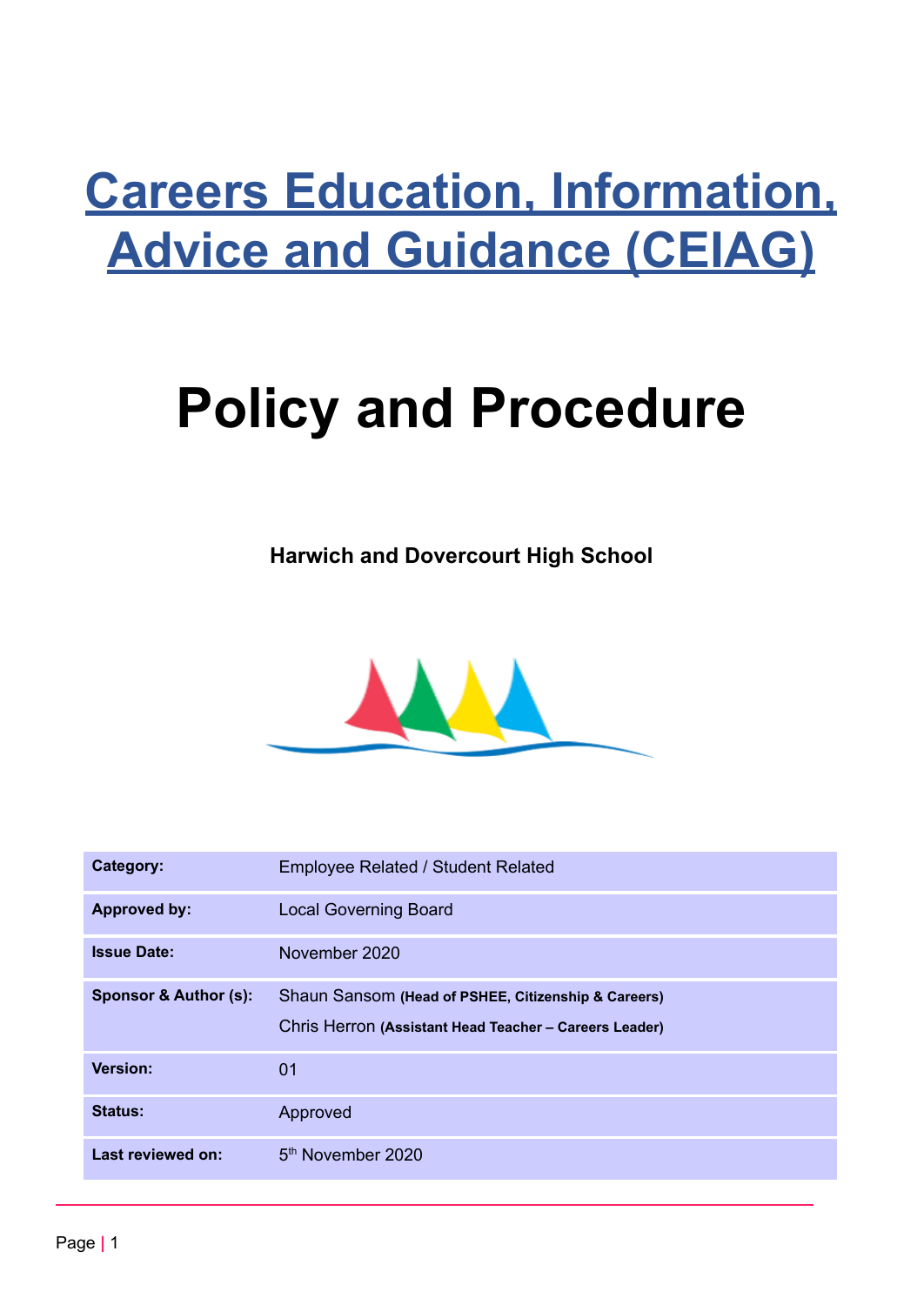# Careers Education, Information, Advice and Guidance (CEIAG)

# Policy and Procedure

**Harwich and Dovercourt High School**

| | |
|---|---|
| **Category:** | Employee Related / Student Related |
| **Approved by:** | Local Governing Board |
| **Issue Date:** | November 2020 |
| **Sponsor & Author (s):** | Shaun Sansom **(Head of PSHEE, Citizenship & Careers)**<br>Chris Herron **(Assistant Head Teacher – Careers Leader)** |
| **Version:** | 01 |
| **Status:** | Approved |
| **Last reviewed on:** | 5th November 2020 |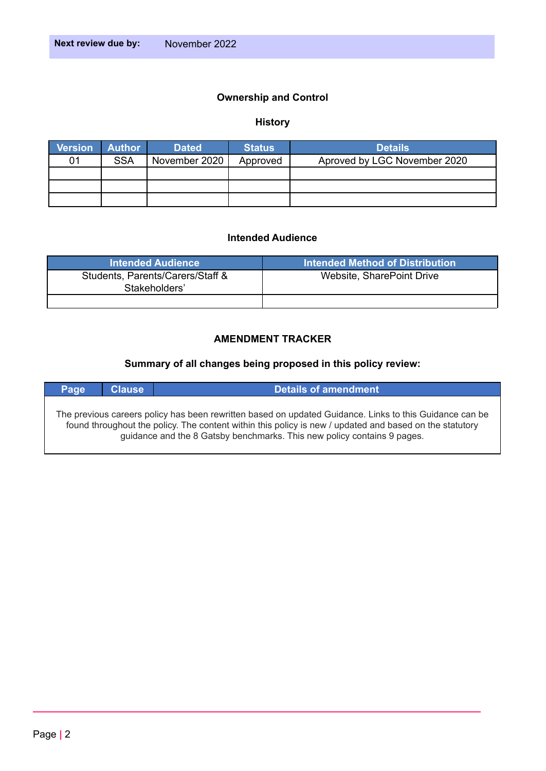| **Next review due by:** | November 2022 |
|---|---|

## Ownership and Control

### History

| Version | Author | Dated | Status | Details |
|---|---|---|---|---|
| 01 | SSA | November 2020 | Approved | Aproved by LGC November 2020 |
| | | | | |
| | | | | |
| | | | | |

### Intended Audience

| Intended Audience | Intended Method of Distribution |
|---|---|
| Students, Parents/Carers/Staff & Stakeholders’ | Website, SharePoint Drive |
| | |

## AMENDMENT TRACKER

### Summary of all changes being proposed in this policy review:

| Page | Clause | Details of amendment |
|---|---|---|
| The previous careers policy has been rewritten based on updated Guidance. Links to this Guidance can be found throughout the policy. The content within this policy is new / updated and based on the statutory guidance and the 8 Gatsby benchmarks. This new policy contains 9 pages. | | |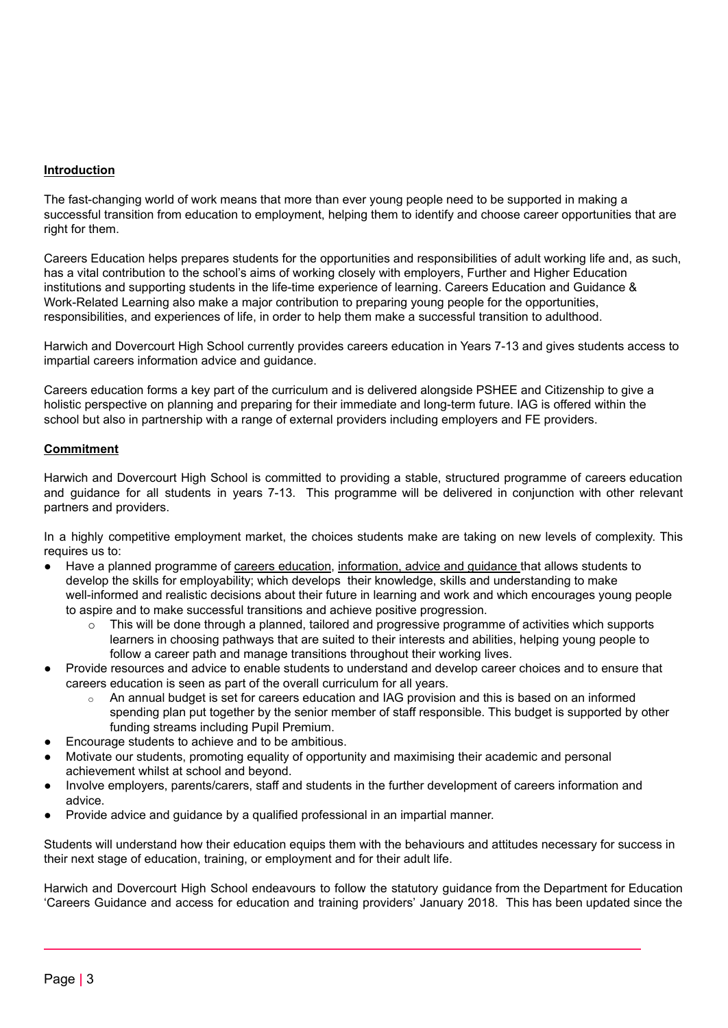**Introduction**

The fast-changing world of work means that more than ever young people need to be supported in making a successful transition from education to employment, helping them to identify and choose career opportunities that are right for them.

Careers Education helps prepares students for the opportunities and responsibilities of adult working life and, as such, has a vital contribution to the school's aims of working closely with employers, Further and Higher Education institutions and supporting students in the life-time experience of learning. Careers Education and Guidance & Work-Related Learning also make a major contribution to preparing young people for the opportunities, responsibilities, and experiences of life, in order to help them make a successful transition to adulthood.

Harwich and Dovercourt High School currently provides careers education in Years 7-13 and gives students access to impartial careers information advice and guidance.

Careers education forms a key part of the curriculum and is delivered alongside PSHEE and Citizenship to give a holistic perspective on planning and preparing for their immediate and long-term future. IAG is offered within the school but also in partnership with a range of external providers including employers and FE providers.

**Commitment**

Harwich and Dovercourt High School is committed to providing a stable, structured programme of careers education and guidance for all students in years 7-13. This programme will be delivered in conjunction with other relevant partners and providers.

In a highly competitive employment market, the choices students make are taking on new levels of complexity. This requires us to:

- Have a planned programme of careers education, information, advice and guidance that allows students to develop the skills for employability; which develops their knowledge, skills and understanding to make well-informed and realistic decisions about their future in learning and work and which encourages young people to aspire and to make successful transitions and achieve positive progression.
    - This will be done through a planned, tailored and progressive programme of activities which supports learners in choosing pathways that are suited to their interests and abilities, helping young people to follow a career path and manage transitions throughout their working lives.
- Provide resources and advice to enable students to understand and develop career choices and to ensure that careers education is seen as part of the overall curriculum for all years.
    - An annual budget is set for careers education and IAG provision and this is based on an informed spending plan put together by the senior member of staff responsible. This budget is supported by other funding streams including Pupil Premium.
- Encourage students to achieve and to be ambitious.
- Motivate our students, promoting equality of opportunity and maximising their academic and personal achievement whilst at school and beyond.
- Involve employers, parents/carers, staff and students in the further development of careers information and advice.
- Provide advice and guidance by a qualified professional in an impartial manner.

Students will understand how their education equips them with the behaviours and attitudes necessary for success in their next stage of education, training, or employment and for their adult life.

Harwich and Dovercourt High School endeavours to follow the statutory guidance from the Department for Education 'Careers Guidance and access for education and training providers' January 2018. This has been updated since the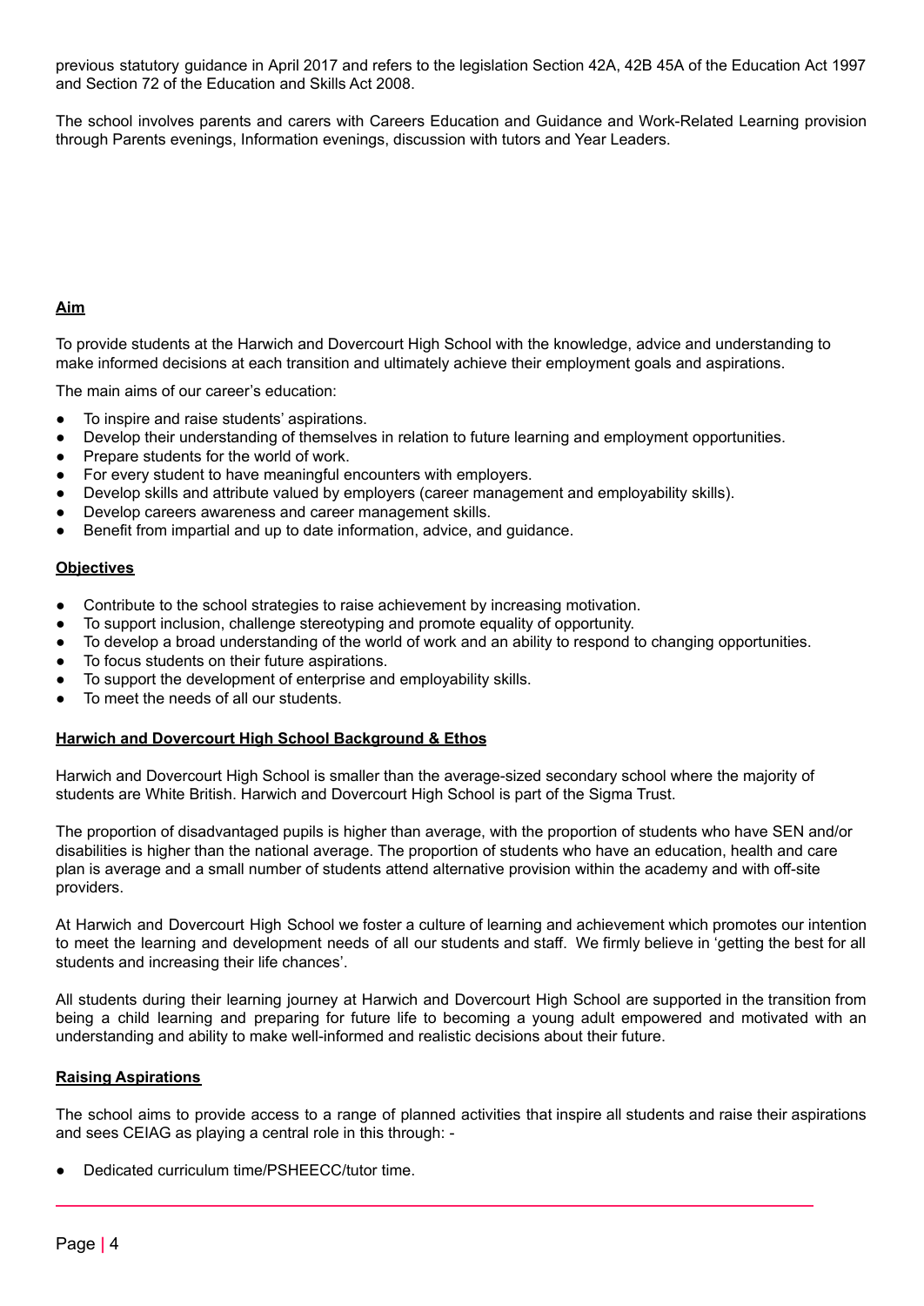previous statutory guidance in April 2017 and refers to the legislation Section 42A, 42B 45A of the Education Act 1997 and Section 72 of the Education and Skills Act 2008.

The school involves parents and carers with Careers Education and Guidance and Work-Related Learning provision through Parents evenings, Information evenings, discussion with tutors and Year Leaders.

## Aim

To provide students at the Harwich and Dovercourt High School with the knowledge, advice and understanding to make informed decisions at each transition and ultimately achieve their employment goals and aspirations.

The main aims of our career's education:

- To inspire and raise students' aspirations.
- Develop their understanding of themselves in relation to future learning and employment opportunities.
- Prepare students for the world of work.
- For every student to have meaningful encounters with employers.
- Develop skills and attribute valued by employers (career management and employability skills).
- Develop careers awareness and career management skills.
- Benefit from impartial and up to date information, advice, and guidance.

## Objectives

- Contribute to the school strategies to raise achievement by increasing motivation.
- To support inclusion, challenge stereotyping and promote equality of opportunity.
- To develop a broad understanding of the world of work and an ability to respond to changing opportunities.
- To focus students on their future aspirations.
- To support the development of enterprise and employability skills.
- To meet the needs of all our students.

## Harwich and Dovercourt High School Background & Ethos

Harwich and Dovercourt High School is smaller than the average-sized secondary school where the majority of students are White British. Harwich and Dovercourt High School is part of the Sigma Trust.

The proportion of disadvantaged pupils is higher than average, with the proportion of students who have SEN and/or disabilities is higher than the national average. The proportion of students who have an education, health and care plan is average and a small number of students attend alternative provision within the academy and with off-site providers.

At Harwich and Dovercourt High School we foster a culture of learning and achievement which promotes our intention to meet the learning and development needs of all our students and staff. We firmly believe in 'getting the best for all students and increasing their life chances'.

All students during their learning journey at Harwich and Dovercourt High School are supported in the transition from being a child learning and preparing for future life to becoming a young adult empowered and motivated with an understanding and ability to make well-informed and realistic decisions about their future.

## Raising Aspirations

The school aims to provide access to a range of planned activities that inspire all students and raise their aspirations and sees CEIAG as playing a central role in this through: -

- Dedicated curriculum time/PSHEECC/tutor time.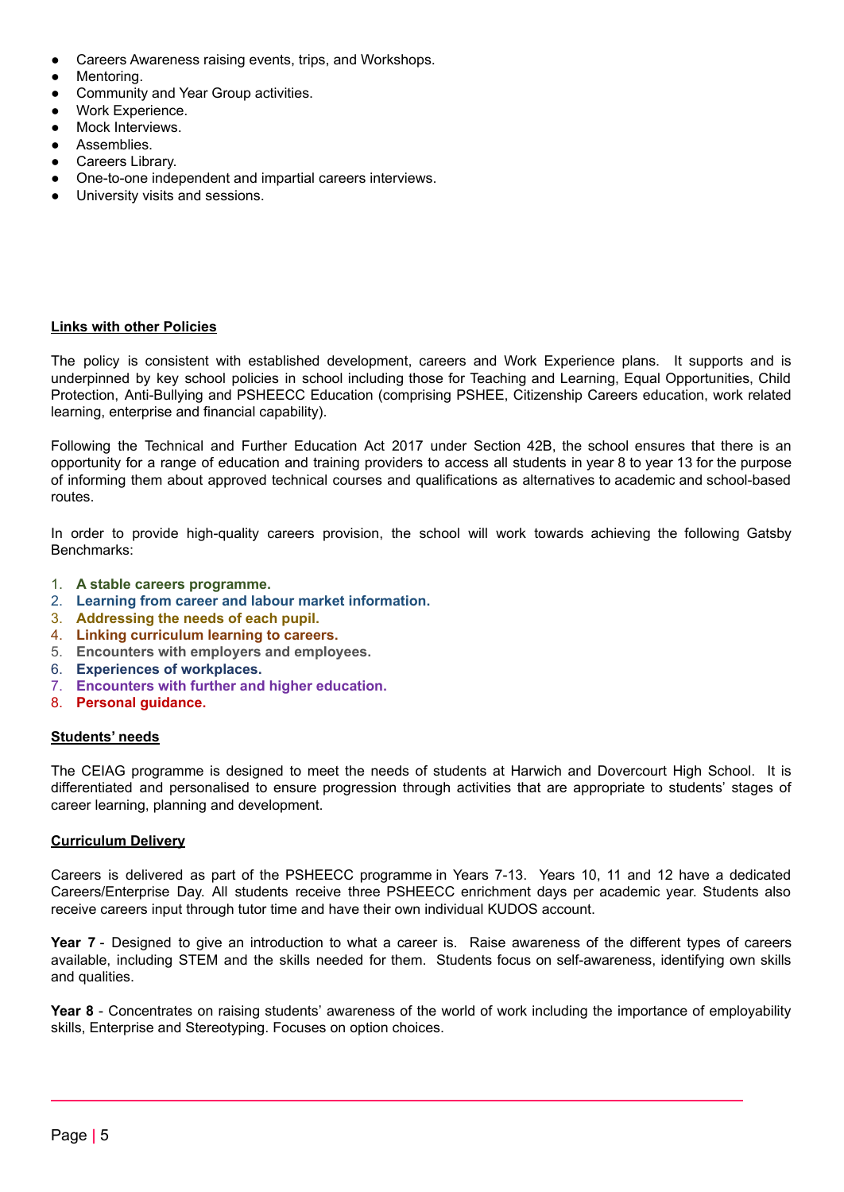- Careers Awareness raising events, trips, and Workshops.
- Mentoring.
- Community and Year Group activities.
- Work Experience.
- Mock Interviews.
- Assemblies.
- Careers Library.
- One-to-one independent and impartial careers interviews.
- University visits and sessions.

**Links with other Policies**

The policy is consistent with established development, careers and Work Experience plans. It supports and is underpinned by key school policies in school including those for Teaching and Learning, Equal Opportunities, Child Protection, Anti-Bullying and PSHEECC Education (comprising PSHEE, Citizenship Careers education, work related learning, enterprise and financial capability).

Following the Technical and Further Education Act 2017 under Section 42B, the school ensures that there is an opportunity for a range of education and training providers to access all students in year 8 to year 13 for the purpose of informing them about approved technical courses and qualifications as alternatives to academic and school-based routes.

In order to provide high-quality careers provision, the school will work towards achieving the following Gatsby Benchmarks:

1. **A stable careers programme.**
2. **Learning from career and labour market information.**
3. **Addressing the needs of each pupil.**
4. **Linking curriculum learning to careers.**
5. **Encounters with employers and employees.**
6. **Experiences of workplaces.**
7. **Encounters with further and higher education.**
8. **Personal guidance.**

**Students' needs**

The CEIAG programme is designed to meet the needs of students at Harwich and Dovercourt High School. It is differentiated and personalised to ensure progression through activities that are appropriate to students' stages of career learning, planning and development.

**Curriculum Delivery**

Careers is delivered as part of the PSHEECC programme in Years 7-13. Years 10, 11 and 12 have a dedicated Careers/Enterprise Day. All students receive three PSHEECC enrichment days per academic year. Students also receive careers input through tutor time and have their own individual KUDOS account.

**Year 7** - Designed to give an introduction to what a career is. Raise awareness of the different types of careers available, including STEM and the skills needed for them. Students focus on self-awareness, identifying own skills and qualities.

**Year 8** - Concentrates on raising students' awareness of the world of work including the importance of employability skills, Enterprise and Stereotyping. Focuses on option choices.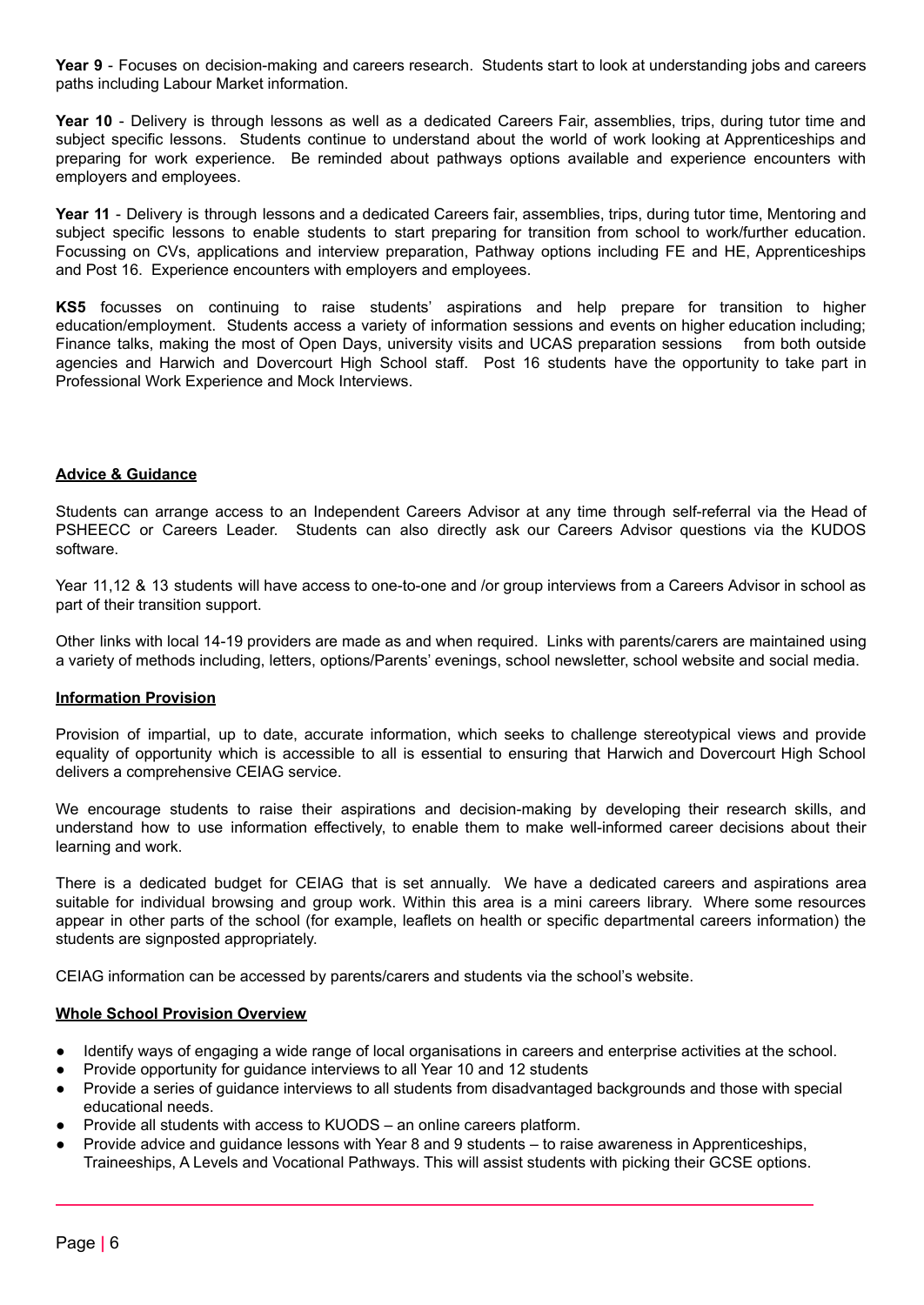**Year 9** - Focuses on decision-making and careers research. Students start to look at understanding jobs and careers paths including Labour Market information.

**Year 10** - Delivery is through lessons as well as a dedicated Careers Fair, assemblies, trips, during tutor time and subject specific lessons. Students continue to understand about the world of work looking at Apprenticeships and preparing for work experience. Be reminded about pathways options available and experience encounters with employers and employees.

**Year 11** - Delivery is through lessons and a dedicated Careers fair, assemblies, trips, during tutor time, Mentoring and subject specific lessons to enable students to start preparing for transition from school to work/further education. Focussing on CVs, applications and interview preparation, Pathway options including FE and HE, Apprenticeships and Post 16. Experience encounters with employers and employees.

**KS5** focusses on continuing to raise students' aspirations and help prepare for transition to higher education/employment. Students access a variety of information sessions and events on higher education including; Finance talks, making the most of Open Days, university visits and UCAS preparation sessions from both outside agencies and Harwich and Dovercourt High School staff. Post 16 students have the opportunity to take part in Professional Work Experience and Mock Interviews.

## Advice & Guidance

Students can arrange access to an Independent Careers Advisor at any time through self-referral via the Head of PSHEECC or Careers Leader. Students can also directly ask our Careers Advisor questions via the KUDOS software.

Year 11,12 & 13 students will have access to one-to-one and /or group interviews from a Careers Advisor in school as part of their transition support.

Other links with local 14-19 providers are made as and when required. Links with parents/carers are maintained using a variety of methods including, letters, options/Parents' evenings, school newsletter, school website and social media.

## Information Provision

Provision of impartial, up to date, accurate information, which seeks to challenge stereotypical views and provide equality of opportunity which is accessible to all is essential to ensuring that Harwich and Dovercourt High School delivers a comprehensive CEIAG service.

We encourage students to raise their aspirations and decision-making by developing their research skills, and understand how to use information effectively, to enable them to make well-informed career decisions about their learning and work.

There is a dedicated budget for CEIAG that is set annually. We have a dedicated careers and aspirations area suitable for individual browsing and group work. Within this area is a mini careers library. Where some resources appear in other parts of the school (for example, leaflets on health or specific departmental careers information) the students are signposted appropriately.

CEIAG information can be accessed by parents/carers and students via the school's website.

## Whole School Provision Overview

- Identify ways of engaging a wide range of local organisations in careers and enterprise activities at the school.
- Provide opportunity for guidance interviews to all Year 10 and 12 students
- Provide a series of guidance interviews to all students from disadvantaged backgrounds and those with special educational needs.
- Provide all students with access to KUODS – an online careers platform.
- Provide advice and guidance lessons with Year 8 and 9 students – to raise awareness in Apprenticeships, Traineeships, A Levels and Vocational Pathways. This will assist students with picking their GCSE options.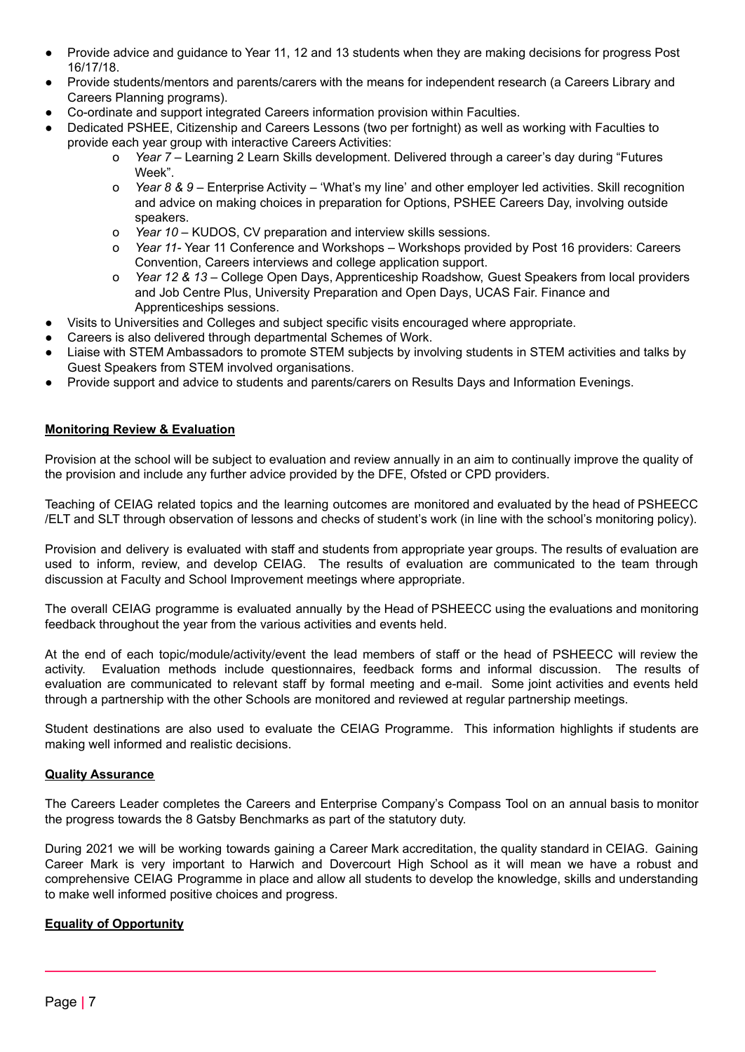- Provide advice and guidance to Year 11, 12 and 13 students when they are making decisions for progress Post 16/17/18.
- Provide students/mentors and parents/carers with the means for independent research (a Careers Library and Careers Planning programs).
- Co-ordinate and support integrated Careers information provision within Faculties.
- Dedicated PSHEE, Citizenship and Careers Lessons (two per fortnight) as well as working with Faculties to provide each year group with interactive Careers Activities:
    - *Year 7* – Learning 2 Learn Skills development. Delivered through a career's day during "Futures Week".
    - *Year 8 & 9* – Enterprise Activity – 'What's my line' and other employer led activities. Skill recognition and advice on making choices in preparation for Options, PSHEE Careers Day, involving outside speakers.
    - *Year 10* – KUDOS, CV preparation and interview skills sessions.
    - *Year 11*- Year 11 Conference and Workshops – Workshops provided by Post 16 providers: Careers Convention, Careers interviews and college application support.
    - *Year 12 & 13* – College Open Days, Apprenticeship Roadshow, Guest Speakers from local providers and Job Centre Plus, University Preparation and Open Days, UCAS Fair. Finance and Apprenticeships sessions.
- Visits to Universities and Colleges and subject specific visits encouraged where appropriate.
- Careers is also delivered through departmental Schemes of Work.
- Liaise with STEM Ambassadors to promote STEM subjects by involving students in STEM activities and talks by Guest Speakers from STEM involved organisations.
- Provide support and advice to students and parents/carers on Results Days and Information Evenings.

**Monitoring Review & Evaluation**

Provision at the school will be subject to evaluation and review annually in an aim to continually improve the quality of the provision and include any further advice provided by the DFE, Ofsted or CPD providers.

Teaching of CEIAG related topics and the learning outcomes are monitored and evaluated by the head of PSHEECC /ELT and SLT through observation of lessons and checks of student's work (in line with the school's monitoring policy).

Provision and delivery is evaluated with staff and students from appropriate year groups. The results of evaluation are used to inform, review, and develop CEIAG. The results of evaluation are communicated to the team through discussion at Faculty and School Improvement meetings where appropriate.

The overall CEIAG programme is evaluated annually by the Head of PSHEECC using the evaluations and monitoring feedback throughout the year from the various activities and events held.

At the end of each topic/module/activity/event the lead members of staff or the head of PSHEECC will review the activity. Evaluation methods include questionnaires, feedback forms and informal discussion. The results of evaluation are communicated to relevant staff by formal meeting and e-mail. Some joint activities and events held through a partnership with the other Schools are monitored and reviewed at regular partnership meetings.

Student destinations are also used to evaluate the CEIAG Programme. This information highlights if students are making well informed and realistic decisions.

**Quality Assurance**

The Careers Leader completes the Careers and Enterprise Company's Compass Tool on an annual basis to monitor the progress towards the 8 Gatsby Benchmarks as part of the statutory duty.

During 2021 we will be working towards gaining a Career Mark accreditation, the quality standard in CEIAG. Gaining Career Mark is very important to Harwich and Dovercourt High School as it will mean we have a robust and comprehensive CEIAG Programme in place and allow all students to develop the knowledge, skills and understanding to make well informed positive choices and progress.

**Equality of Opportunity**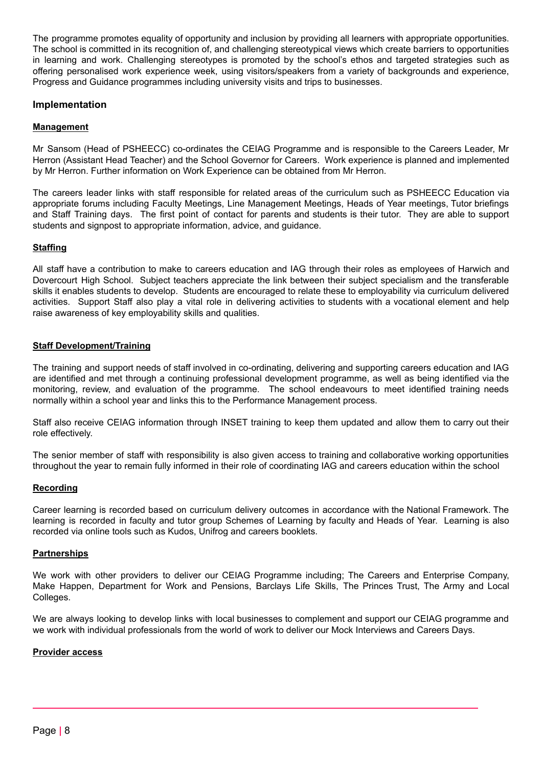The programme promotes equality of opportunity and inclusion by providing all learners with appropriate opportunities. The school is committed in its recognition of, and challenging stereotypical views which create barriers to opportunities in learning and work. Challenging stereotypes is promoted by the school's ethos and targeted strategies such as offering personalised work experience week, using visitors/speakers from a variety of backgrounds and experience, Progress and Guidance programmes including university visits and trips to businesses.

## Implementation

### Management

Mr Sansom (Head of PSHEECC) co-ordinates the CEIAG Programme and is responsible to the Careers Leader, Mr Herron (Assistant Head Teacher) and the School Governor for Careers. Work experience is planned and implemented by Mr Herron. Further information on Work Experience can be obtained from Mr Herron.

The careers leader links with staff responsible for related areas of the curriculum such as PSHEECC Education via appropriate forums including Faculty Meetings, Line Management Meetings, Heads of Year meetings, Tutor briefings and Staff Training days. The first point of contact for parents and students is their tutor. They are able to support students and signpost to appropriate information, advice, and guidance.

### Staffing

All staff have a contribution to make to careers education and IAG through their roles as employees of Harwich and Dovercourt High School. Subject teachers appreciate the link between their subject specialism and the transferable skills it enables students to develop. Students are encouraged to relate these to employability via curriculum delivered activities. Support Staff also play a vital role in delivering activities to students with a vocational element and help raise awareness of key employability skills and qualities.

### Staff Development/Training

The training and support needs of staff involved in co-ordinating, delivering and supporting careers education and IAG are identified and met through a continuing professional development programme, as well as being identified via the monitoring, review, and evaluation of the programme. The school endeavours to meet identified training needs normally within a school year and links this to the Performance Management process.

Staff also receive CEIAG information through INSET training to keep them updated and allow them to carry out their role effectively.

The senior member of staff with responsibility is also given access to training and collaborative working opportunities throughout the year to remain fully informed in their role of coordinating IAG and careers education within the school

### Recording

Career learning is recorded based on curriculum delivery outcomes in accordance with the National Framework. The learning is recorded in faculty and tutor group Schemes of Learning by faculty and Heads of Year. Learning is also recorded via online tools such as Kudos, Unifrog and careers booklets.

### Partnerships

We work with other providers to deliver our CEIAG Programme including; The Careers and Enterprise Company, Make Happen, Department for Work and Pensions, Barclays Life Skills, The Princes Trust, The Army and Local Colleges.

We are always looking to develop links with local businesses to complement and support our CEIAG programme and we work with individual professionals from the world of work to deliver our Mock Interviews and Careers Days.

### Provider access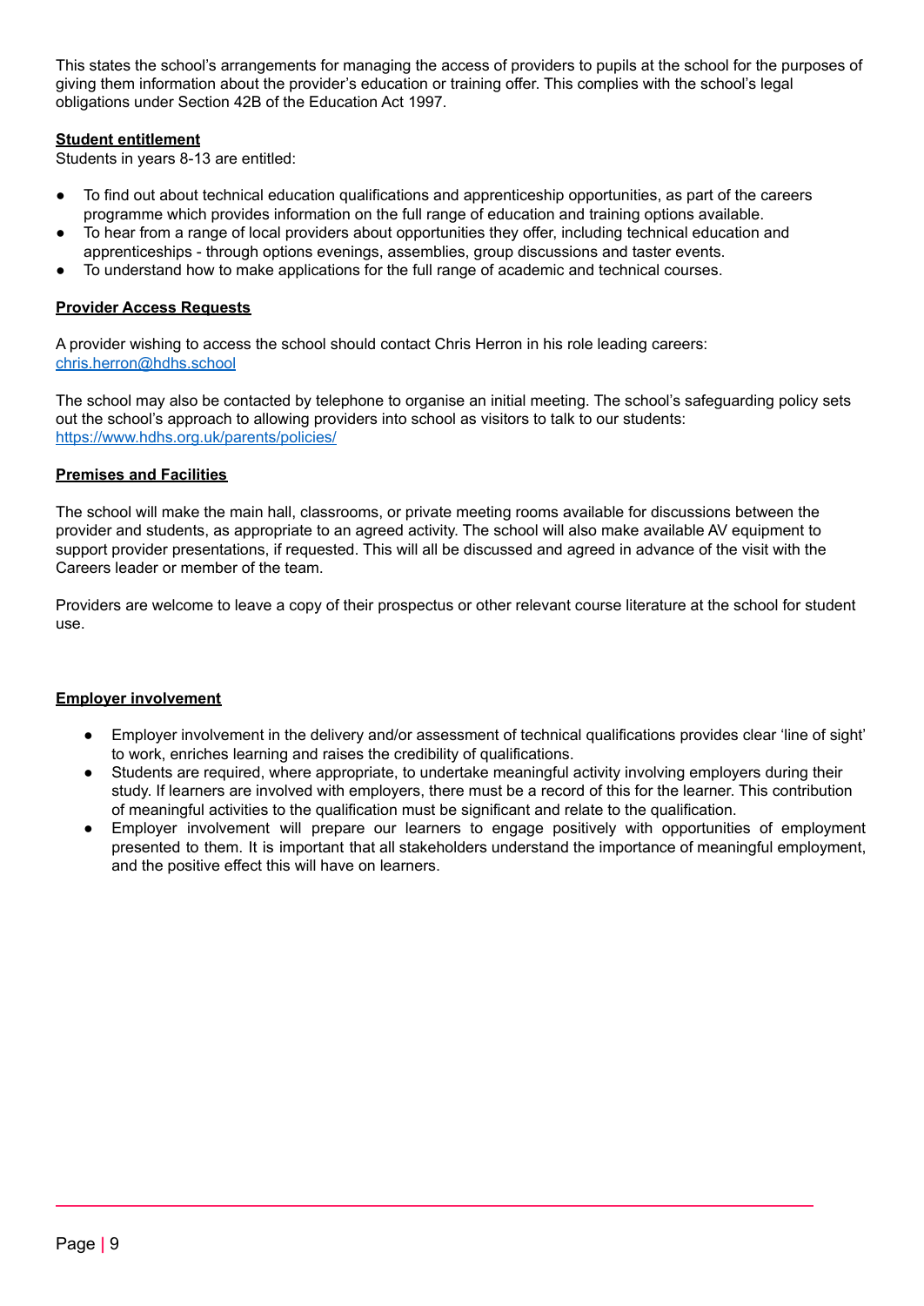This states the school's arrangements for managing the access of providers to pupils at the school for the purposes of giving them information about the provider's education or training offer. This complies with the school's legal obligations under Section 42B of the Education Act 1997.

**Student entitlement**

Students in years 8-13 are entitled:

- To find out about technical education qualifications and apprenticeship opportunities, as part of the careers programme which provides information on the full range of education and training options available.
- To hear from a range of local providers about opportunities they offer, including technical education and apprenticeships - through options evenings, assemblies, group discussions and taster events.
- To understand how to make applications for the full range of academic and technical courses.

**Provider Access Requests**

A provider wishing to access the school should contact Chris Herron in his role leading careers: [chris.herron@hdhs.school](mailto:chris.herron@hdhs.school)

The school may also be contacted by telephone to organise an initial meeting. The school's safeguarding policy sets out the school's approach to allowing providers into school as visitors to talk to our students: [https://www.hdhs.org.uk/parents/policies/](https://www.hdhs.org.uk/parents/policies/)

**Premises and Facilities**

The school will make the main hall, classrooms, or private meeting rooms available for discussions between the provider and students, as appropriate to an agreed activity. The school will also make available AV equipment to support provider presentations, if requested. This will all be discussed and agreed in advance of the visit with the Careers leader or member of the team.

Providers are welcome to leave a copy of their prospectus or other relevant course literature at the school for student use.

**Employer involvement**

- Employer involvement in the delivery and/or assessment of technical qualifications provides clear 'line of sight' to work, enriches learning and raises the credibility of qualifications.
- Students are required, where appropriate, to undertake meaningful activity involving employers during their study. If learners are involved with employers, there must be a record of this for the learner. This contribution of meaningful activities to the qualification must be significant and relate to the qualification.
- Employer involvement will prepare our learners to engage positively with opportunities of employment presented to them. It is important that all stakeholders understand the importance of meaningful employment, and the positive effect this will have on learners.